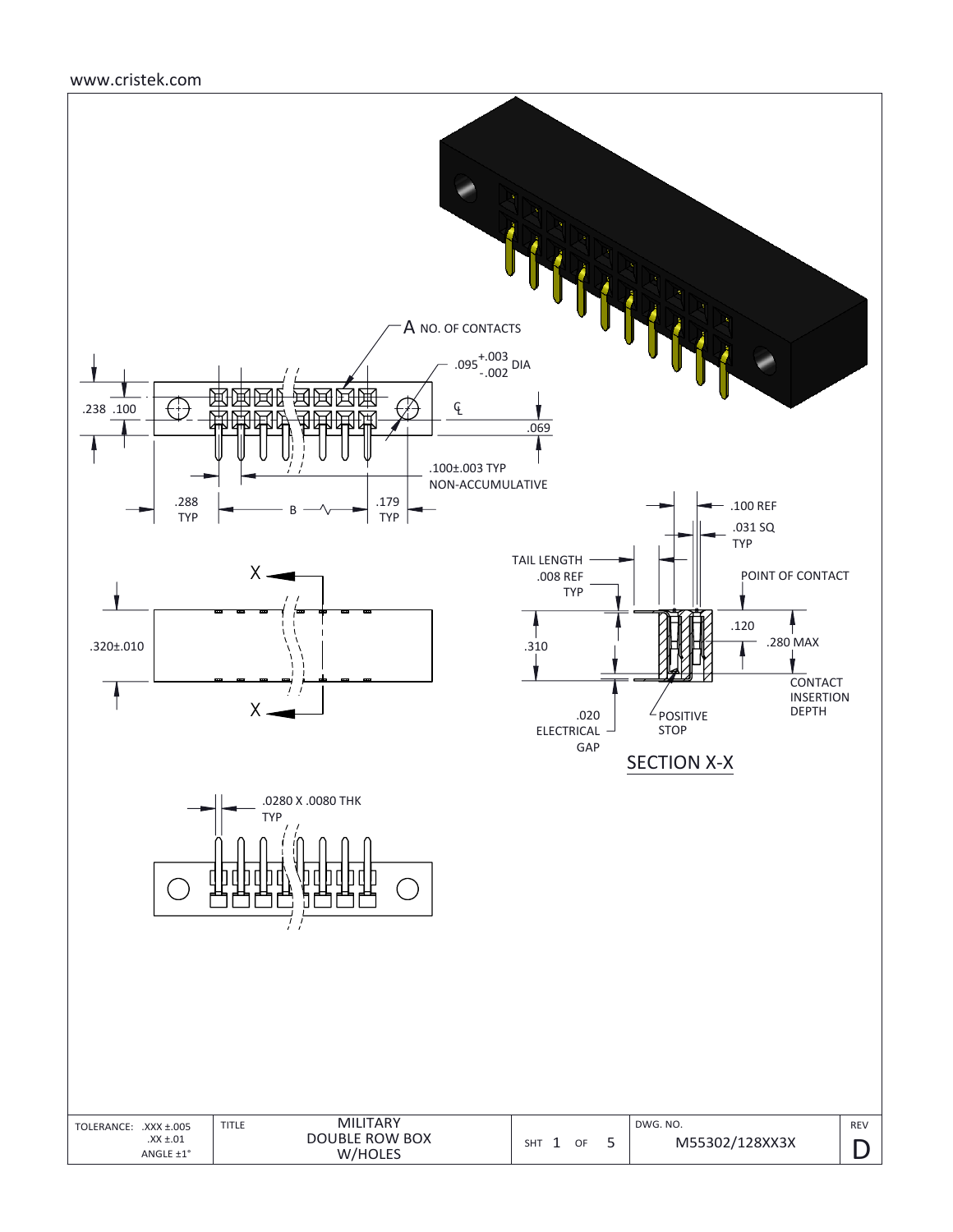www.cristek.com

A NO. OF CONTACTS

$.095^{+.003}_{-.002}$ DIA

.238 .100

℄

.069

.100±.003 TYP NON-ACCUMULATIVE

.288 TYP

B

.179 TYP

.100 REF

.031 SQ TYP

TAIL LENGTH

.008 REF TYP

POINT OF CONTACT

X

.320±.010

.310

.120

.280 MAX

CONTACT INSERTION DEPTH

X

.020 ELECTRICAL GAP

POSITIVE STOP

SECTION X-X

.0280 X .0080 THK TYP

| TOLERANCE: .XXX ±.005<br>.XX ±.01<br>ANGLE ±1° | TITLE | MILITARY<br>DOUBLE ROW BOX<br>W/HOLES | SHT 1 OF 5 | DWG. NO.<br>M55302/128XX3X | REV<br>D |
|---|---|---|---|---|---|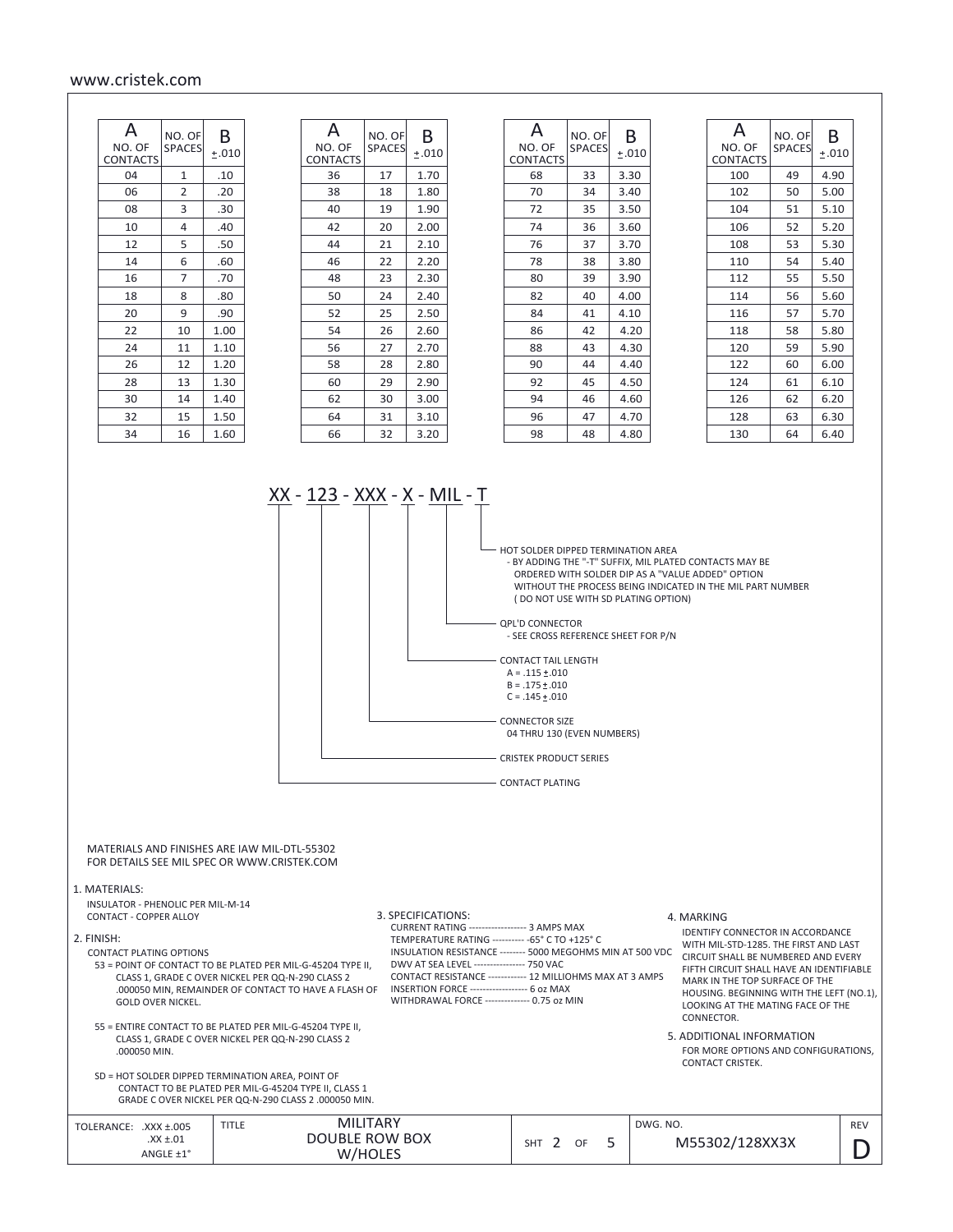www.cristek.com

| A NO. OF CONTACTS | NO. OF SPACES | B ±.010 |
|---|---|---|
| 04 | 1 | .10 |
| 06 | 2 | .20 |
| 08 | 3 | .30 |
| 10 | 4 | .40 |
| 12 | 5 | .50 |
| 14 | 6 | .60 |
| 16 | 7 | .70 |
| 18 | 8 | .80 |
| 20 | 9 | .90 |
| 22 | 10 | 1.00 |
| 24 | 11 | 1.10 |
| 26 | 12 | 1.20 |
| 28 | 13 | 1.30 |
| 30 | 14 | 1.40 |
| 32 | 15 | 1.50 |
| 34 | 16 | 1.60 |

| A NO. OF CONTACTS | NO. OF SPACES | B ±.010 |
|---|---|---|
| 36 | 17 | 1.70 |
| 38 | 18 | 1.80 |
| 40 | 19 | 1.90 |
| 42 | 20 | 2.00 |
| 44 | 21 | 2.10 |
| 46 | 22 | 2.20 |
| 48 | 23 | 2.30 |
| 50 | 24 | 2.40 |
| 52 | 25 | 2.50 |
| 54 | 26 | 2.60 |
| 56 | 27 | 2.70 |
| 58 | 28 | 2.80 |
| 60 | 29 | 2.90 |
| 62 | 30 | 3.00 |
| 64 | 31 | 3.10 |
| 66 | 32 | 3.20 |

| A NO. OF CONTACTS | NO. OF SPACES | B ±.010 |
|---|---|---|
| 68 | 33 | 3.30 |
| 70 | 34 | 3.40 |
| 72 | 35 | 3.50 |
| 74 | 36 | 3.60 |
| 76 | 37 | 3.70 |
| 78 | 38 | 3.80 |
| 80 | 39 | 3.90 |
| 82 | 40 | 4.00 |
| 84 | 41 | 4.10 |
| 86 | 42 | 4.20 |
| 88 | 43 | 4.30 |
| 90 | 44 | 4.40 |
| 92 | 45 | 4.50 |
| 94 | 46 | 4.60 |
| 96 | 47 | 4.70 |
| 98 | 48 | 4.80 |

| A NO. OF CONTACTS | NO. OF SPACES | B ±.010 |
|---|---|---|
| 100 | 49 | 4.90 |
| 102 | 50 | 5.00 |
| 104 | 51 | 5.10 |
| 106 | 52 | 5.20 |
| 108 | 53 | 5.30 |
| 110 | 54 | 5.40 |
| 112 | 55 | 5.50 |
| 114 | 56 | 5.60 |
| 116 | 57 | 5.70 |
| 118 | 58 | 5.80 |
| 120 | 59 | 5.90 |
| 122 | 60 | 6.00 |
| 124 | 61 | 6.10 |
| 126 | 62 | 6.20 |
| 128 | 63 | 6.30 |
| 130 | 64 | 6.40 |

**XX - 123 - XXX - X - MIL - T**

- **T** — HOT SOLDER DIPPED TERMINATION AREA
  - BY ADDING THE "-T" SUFFIX, MIL PLATED CONTACTS MAY BE ORDERED WITH SOLDER DIP AS A "VALUE ADDED" OPTION WITHOUT THE PROCESS BEING INDICATED IN THE MIL PART NUMBER ( DO NOT USE WITH SD PLATING OPTION)
- **MIL** — QPL'D CONNECTOR
  - SEE CROSS REFERENCE SHEET FOR P/N
- **X** — CONTACT TAIL LENGTH
  - A = .115 ±.010
  - B = .175 ±.010
  - C = .145 ±.010
- **XXX** — CONNECTOR SIZE
  - 04 THRU 130 (EVEN NUMBERS)
- **123** — CRISTEK PRODUCT SERIES
- **XX** — CONTACT PLATING

MATERIALS AND FINISHES ARE IAW MIL-DTL-55302
FOR DETAILS SEE MIL SPEC OR WWW.CRISTEK.COM

1. MATERIALS:
   - INSULATOR - PHENOLIC PER MIL-M-14
   - CONTACT - COPPER ALLOY

2. FINISH:
   CONTACT PLATING OPTIONS
   - 53 = POINT OF CONTACT TO BE PLATED PER MIL-G-45204 TYPE II, CLASS 1, GRADE C OVER NICKEL PER QQ-N-290 CLASS 2 .000050 MIN, REMAINDER OF CONTACT TO HAVE A FLASH OF GOLD OVER NICKEL.
   - 55 = ENTIRE CONTACT TO BE PLATED PER MIL-G-45204 TYPE II, CLASS 1, GRADE C OVER NICKEL PER QQ-N-290 CLASS 2 .000050 MIN.
   - SD = HOT SOLDER DIPPED TERMINATION AREA, POINT OF CONTACT TO BE PLATED PER MIL-G-45204 TYPE II, CLASS 1 GRADE C OVER NICKEL PER QQ-N-290 CLASS 2 .000050 MIN.

3. SPECIFICATIONS:
   - CURRENT RATING ------------------ 3 AMPS MAX
   - TEMPERATURE RATING ---------- -65° C TO +125° C
   - INSULATION RESISTANCE -------- 5000 MEGOHMS MIN AT 500 VDC
   - DWV AT SEA LEVEL ---------------- 750 VAC
   - CONTACT RESISTANCE ------------ 12 MILLIOHMS MAX AT 3 AMPS
   - INSERTION FORCE ------------------ 6 oz MAX
   - WITHDRAWAL FORCE -------------- 0.75 oz MIN

4. MARKING
   IDENTIFY CONNECTOR IN ACCORDANCE WITH MIL-STD-1285. THE FIRST AND LAST CIRCUIT SHALL BE NUMBERED AND EVERY FIFTH CIRCUIT SHALL HAVE AN IDENTIFIABLE MARK IN THE TOP SURFACE OF THE HOUSING. BEGINNING WITH THE LEFT (NO.1), LOOKING AT THE MATING FACE OF THE CONNECTOR.

5. ADDITIONAL INFORMATION
   FOR MORE OPTIONS AND CONFIGURATIONS, CONTACT CRISTEK.

| TOLERANCE: .XXX ±.005 .XX ±.01 ANGLE ±1° | TITLE: MILITARY DOUBLE ROW BOX W/HOLES | SHT 2 OF 5 | DWG. NO. M55302/128XX3X | REV D |
|---|---|---|---|---|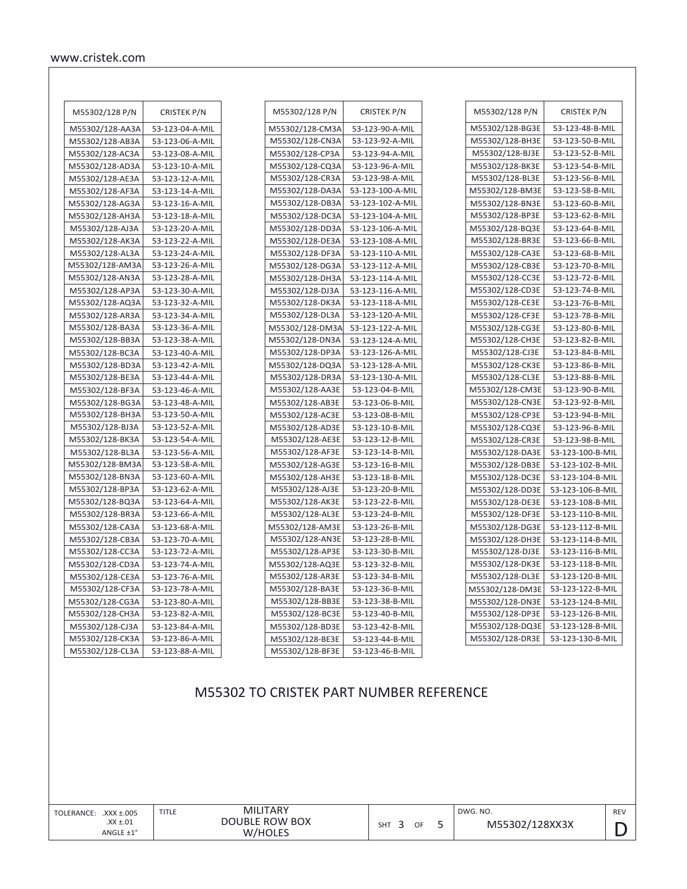| M55302/128 P/N | CRISTEK P/N |
|---|---|
| M55302/128-AA3A | 53-123-04-A-MIL |
| M55302/128-AB3A | 53-123-06-A-MIL |
| M55302/128-AC3A | 53-123-08-A-MIL |
| M55302/128-AD3A | 53-123-10-A-MIL |
| M55302/128-AE3A | 53-123-12-A-MIL |
| M55302/128-AF3A | 53-123-14-A-MIL |
| M55302/128-AG3A | 53-123-16-A-MIL |
| M55302/128-AH3A | 53-123-18-A-MIL |
| M55302/128-AJ3A | 53-123-20-A-MIL |
| M55302/128-AK3A | 53-123-22-A-MIL |
| M55302/128-AL3A | 53-123-24-A-MIL |
| M55302/128-AM3A | 53-123-26-A-MIL |
| M55302/128-AN3A | 53-123-28-A-MIL |
| M55302/128-AP3A | 53-123-30-A-MIL |
| M55302/128-AQ3A | 53-123-32-A-MIL |
| M55302/128-AR3A | 53-123-34-A-MIL |
| M55302/128-BA3A | 53-123-36-A-MIL |
| M55302/128-BB3A | 53-123-38-A-MIL |
| M55302/128-BC3A | 53-123-40-A-MIL |
| M55302/128-BD3A | 53-123-42-A-MIL |
| M55302/128-BE3A | 53-123-44-A-MIL |
| M55302/128-BF3A | 53-123-46-A-MIL |
| M55302/128-BG3A | 53-123-48-A-MIL |
| M55302/128-BH3A | 53-123-50-A-MIL |
| M55302/128-BJ3A | 53-123-52-A-MIL |
| M55302/128-BK3A | 53-123-54-A-MIL |
| M55302/128-BL3A | 53-123-56-A-MIL |
| M55302/128-BM3A | 53-123-58-A-MIL |
| M55302/128-BN3A | 53-123-60-A-MIL |
| M55302/128-BP3A | 53-123-62-A-MIL |
| M55302/128-BQ3A | 53-123-64-A-MIL |
| M55302/128-BR3A | 53-123-66-A-MIL |
| M55302/128-CA3A | 53-123-68-A-MIL |
| M55302/128-CB3A | 53-123-70-A-MIL |
| M55302/128-CC3A | 53-123-72-A-MIL |
| M55302/128-CD3A | 53-123-74-A-MIL |
| M55302/128-CE3A | 53-123-76-A-MIL |
| M55302/128-CF3A | 53-123-78-A-MIL |
| M55302/128-CG3A | 53-123-80-A-MIL |
| M55302/128-CH3A | 53-123-82-A-MIL |
| M55302/128-CJ3A | 53-123-84-A-MIL |
| M55302/128-CK3A | 53-123-86-A-MIL |
| M55302/128-CL3A | 53-123-88-A-MIL |
| M55302/128-CM3A | 53-123-90-A-MIL |
| M55302/128-CN3A | 53-123-92-A-MIL |
| M55302/128-CP3A | 53-123-94-A-MIL |
| M55302/128-CQ3A | 53-123-96-A-MIL |
| M55302/128-CR3A | 53-123-98-A-MIL |
| M55302/128-DA3A | 53-123-100-A-MIL |
| M55302/128-DB3A | 53-123-102-A-MIL |
| M55302/128-DC3A | 53-123-104-A-MIL |
| M55302/128-DD3A | 53-123-106-A-MIL |
| M55302/128-DE3A | 53-123-108-A-MIL |
| M55302/128-DF3A | 53-123-110-A-MIL |
| M55302/128-DG3A | 53-123-112-A-MIL |
| M55302/128-DH3A | 53-123-114-A-MIL |
| M55302/128-DJ3A | 53-123-116-A-MIL |
| M55302/128-DK3A | 53-123-118-A-MIL |
| M55302/128-DL3A | 53-123-120-A-MIL |
| M55302/128-DM3A | 53-123-122-A-MIL |
| M55302/128-DN3A | 53-123-124-A-MIL |
| M55302/128-DP3A | 53-123-126-A-MIL |
| M55302/128-DQ3A | 53-123-128-A-MIL |
| M55302/128-DR3A | 53-123-130-A-MIL |
| M55302/128-AA3E | 53-123-04-B-MIL |
| M55302/128-AB3E | 53-123-06-B-MIL |
| M55302/128-AC3E | 53-123-08-B-MIL |
| M55302/128-AD3E | 53-123-10-B-MIL |
| M55302/128-AE3E | 53-123-12-B-MIL |
| M55302/128-AF3E | 53-123-14-B-MIL |
| M55302/128-AG3E | 53-123-16-B-MIL |
| M55302/128-AH3E | 53-123-18-B-MIL |
| M55302/128-AJ3E | 53-123-20-B-MIL |
| M55302/128-AK3E | 53-123-22-B-MIL |
| M55302/128-AL3E | 53-123-24-B-MIL |
| M55302/128-AM3E | 53-123-26-B-MIL |
| M55302/128-AN3E | 53-123-28-B-MIL |
| M55302/128-AP3E | 53-123-30-B-MIL |
| M55302/128-AQ3E | 53-123-32-B-MIL |
| M55302/128-AR3E | 53-123-34-B-MIL |
| M55302/128-BA3E | 53-123-36-B-MIL |
| M55302/128-BB3E | 53-123-38-B-MIL |
| M55302/128-BC3E | 53-123-40-B-MIL |
| M55302/128-BD3E | 53-123-42-B-MIL |
| M55302/128-BE3E | 53-123-44-B-MIL |
| M55302/128-BF3E | 53-123-46-B-MIL |
| M55302/128-BG3E | 53-123-48-B-MIL |
| M55302/128-BH3E | 53-123-50-B-MIL |
| M55302/128-BJ3E | 53-123-52-B-MIL |
| M55302/128-BK3E | 53-123-54-B-MIL |
| M55302/128-BL3E | 53-123-56-B-MIL |
| M55302/128-BM3E | 53-123-58-B-MIL |
| M55302/128-BN3E | 53-123-60-B-MIL |
| M55302/128-BP3E | 53-123-62-B-MIL |
| M55302/128-BQ3E | 53-123-64-B-MIL |
| M55302/128-BR3E | 53-123-66-B-MIL |
| M55302/128-CA3E | 53-123-68-B-MIL |
| M55302/128-CB3E | 53-123-70-B-MIL |
| M55302/128-CC3E | 53-123-72-B-MIL |
| M55302/128-CD3E | 53-123-74-B-MIL |
| M55302/128-CE3E | 53-123-76-B-MIL |
| M55302/128-CF3E | 53-123-78-B-MIL |
| M55302/128-CG3E | 53-123-80-B-MIL |
| M55302/128-CH3E | 53-123-82-B-MIL |
| M55302/128-CJ3E | 53-123-84-B-MIL |
| M55302/128-CK3E | 53-123-86-B-MIL |
| M55302/128-CL3E | 53-123-88-B-MIL |
| M55302/128-CM3E | 53-123-90-B-MIL |
| M55302/128-CN3E | 53-123-92-B-MIL |
| M55302/128-CP3E | 53-123-94-B-MIL |
| M55302/128-CQ3E | 53-123-96-B-MIL |
| M55302/128-CR3E | 53-123-98-B-MIL |
| M55302/128-DA3E | 53-123-100-B-MIL |
| M55302/128-DB3E | 53-123-102-B-MIL |
| M55302/128-DC3E | 53-123-104-B-MIL |
| M55302/128-DD3E | 53-123-106-B-MIL |
| M55302/128-DE3E | 53-123-108-B-MIL |
| M55302/128-DF3E | 53-123-110-B-MIL |
| M55302/128-DG3E | 53-123-112-B-MIL |
| M55302/128-DH3E | 53-123-114-B-MIL |
| M55302/128-DJ3E | 53-123-116-B-MIL |
| M55302/128-DK3E | 53-123-118-B-MIL |
| M55302/128-DL3E | 53-123-120-B-MIL |
| M55302/128-DM3E | 53-123-122-B-MIL |
| M55302/128-DN3E | 53-123-124-B-MIL |
| M55302/128-DP3E | 53-123-126-B-MIL |
| M55302/128-DQ3E | 53-123-128-B-MIL |
| M55302/128-DR3E | 53-123-130-B-MIL |

## M55302 TO CRISTEK PART NUMBER REFERENCE

| TOLERANCE: .XXX ±.005 .XX ±.01 ANGLE ±1° | TITLE MILITARY DOUBLE ROW BOX W/HOLES | SHT 3 OF 5 | DWG. NO. M55302/128XX3X | REV D |
|---|---|---|---|---|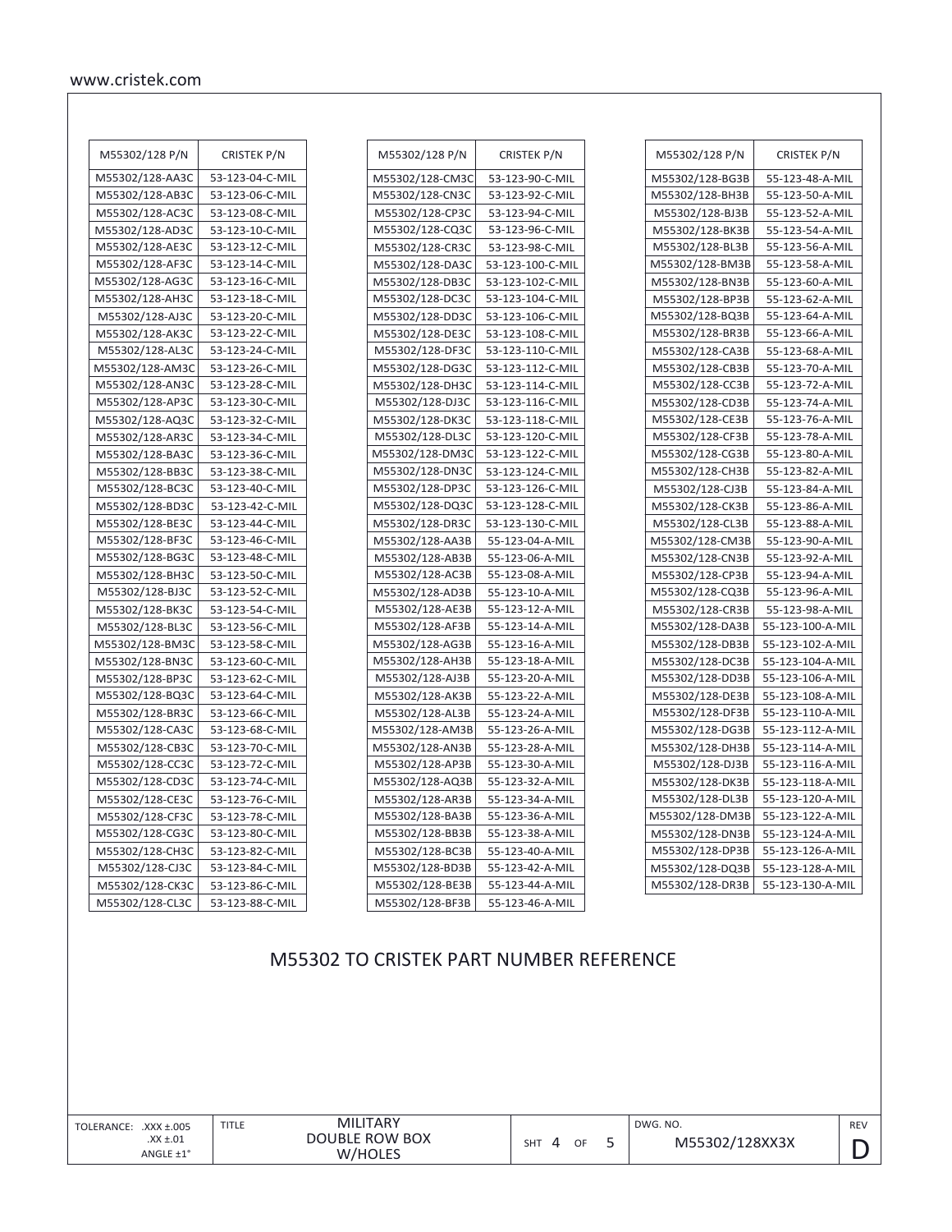| M55302/128 P/N | CRISTEK P/N |
|---|---|
| M55302/128-AA3C | 53-123-04-C-MIL |
| M55302/128-AB3C | 53-123-06-C-MIL |
| M55302/128-AC3C | 53-123-08-C-MIL |
| M55302/128-AD3C | 53-123-10-C-MIL |
| M55302/128-AE3C | 53-123-12-C-MIL |
| M55302/128-AF3C | 53-123-14-C-MIL |
| M55302/128-AG3C | 53-123-16-C-MIL |
| M55302/128-AH3C | 53-123-18-C-MIL |
| M55302/128-AJ3C | 53-123-20-C-MIL |
| M55302/128-AK3C | 53-123-22-C-MIL |
| M55302/128-AL3C | 53-123-24-C-MIL |
| M55302/128-AM3C | 53-123-26-C-MIL |
| M55302/128-AN3C | 53-123-28-C-MIL |
| M55302/128-AP3C | 53-123-30-C-MIL |
| M55302/128-AQ3C | 53-123-32-C-MIL |
| M55302/128-AR3C | 53-123-34-C-MIL |
| M55302/128-BA3C | 53-123-36-C-MIL |
| M55302/128-BB3C | 53-123-38-C-MIL |
| M55302/128-BC3C | 53-123-40-C-MIL |
| M55302/128-BD3C | 53-123-42-C-MIL |
| M55302/128-BE3C | 53-123-44-C-MIL |
| M55302/128-BF3C | 53-123-46-C-MIL |
| M55302/128-BG3C | 53-123-48-C-MIL |
| M55302/128-BH3C | 53-123-50-C-MIL |
| M55302/128-BJ3C | 53-123-52-C-MIL |
| M55302/128-BK3C | 53-123-54-C-MIL |
| M55302/128-BL3C | 53-123-56-C-MIL |
| M55302/128-BM3C | 53-123-58-C-MIL |
| M55302/128-BN3C | 53-123-60-C-MIL |
| M55302/128-BP3C | 53-123-62-C-MIL |
| M55302/128-BQ3C | 53-123-64-C-MIL |
| M55302/128-BR3C | 53-123-66-C-MIL |
| M55302/128-CA3C | 53-123-68-C-MIL |
| M55302/128-CB3C | 53-123-70-C-MIL |
| M55302/128-CC3C | 53-123-72-C-MIL |
| M55302/128-CD3C | 53-123-74-C-MIL |
| M55302/128-CE3C | 53-123-76-C-MIL |
| M55302/128-CF3C | 53-123-78-C-MIL |
| M55302/128-CG3C | 53-123-80-C-MIL |
| M55302/128-CH3C | 53-123-82-C-MIL |
| M55302/128-CJ3C | 53-123-84-C-MIL |
| M55302/128-CK3C | 53-123-86-C-MIL |
| M55302/128-CL3C | 53-123-88-C-MIL |

| M55302/128 P/N | CRISTEK P/N |
|---|---|
| M55302/128-CM3C | 53-123-90-C-MIL |
| M55302/128-CN3C | 53-123-92-C-MIL |
| M55302/128-CP3C | 53-123-94-C-MIL |
| M55302/128-CQ3C | 53-123-96-C-MIL |
| M55302/128-CR3C | 53-123-98-C-MIL |
| M55302/128-DA3C | 53-123-100-C-MIL |
| M55302/128-DB3C | 53-123-102-C-MIL |
| M55302/128-DC3C | 53-123-104-C-MIL |
| M55302/128-DD3C | 53-123-106-C-MIL |
| M55302/128-DE3C | 53-123-108-C-MIL |
| M55302/128-DF3C | 53-123-110-C-MIL |
| M55302/128-DG3C | 53-123-112-C-MIL |
| M55302/128-DH3C | 53-123-114-C-MIL |
| M55302/128-DJ3C | 53-123-116-C-MIL |
| M55302/128-DK3C | 53-123-118-C-MIL |
| M55302/128-DL3C | 53-123-120-C-MIL |
| M55302/128-DM3C | 53-123-122-C-MIL |
| M55302/128-DN3C | 53-123-124-C-MIL |
| M55302/128-DP3C | 53-123-126-C-MIL |
| M55302/128-DQ3C | 53-123-128-C-MIL |
| M55302/128-DR3C | 53-123-130-C-MIL |
| M55302/128-AA3B | 55-123-04-A-MIL |
| M55302/128-AB3B | 55-123-06-A-MIL |
| M55302/128-AC3B | 55-123-08-A-MIL |
| M55302/128-AD3B | 55-123-10-A-MIL |
| M55302/128-AE3B | 55-123-12-A-MIL |
| M55302/128-AF3B | 55-123-14-A-MIL |
| M55302/128-AG3B | 55-123-16-A-MIL |
| M55302/128-AH3B | 55-123-18-A-MIL |
| M55302/128-AJ3B | 55-123-20-A-MIL |
| M55302/128-AK3B | 55-123-22-A-MIL |
| M55302/128-AL3B | 55-123-24-A-MIL |
| M55302/128-AM3B | 55-123-26-A-MIL |
| M55302/128-AN3B | 55-123-28-A-MIL |
| M55302/128-AP3B | 55-123-30-A-MIL |
| M55302/128-AQ3B | 55-123-32-A-MIL |
| M55302/128-AR3B | 55-123-34-A-MIL |
| M55302/128-BA3B | 55-123-36-A-MIL |
| M55302/128-BB3B | 55-123-38-A-MIL |
| M55302/128-BC3B | 55-123-40-A-MIL |
| M55302/128-BD3B | 55-123-42-A-MIL |
| M55302/128-BE3B | 55-123-44-A-MIL |
| M55302/128-BF3B | 55-123-46-A-MIL |

| M55302/128 P/N | CRISTEK P/N |
|---|---|
| M55302/128-BG3B | 55-123-48-A-MIL |
| M55302/128-BH3B | 55-123-50-A-MIL |
| M55302/128-BJ3B | 55-123-52-A-MIL |
| M55302/128-BK3B | 55-123-54-A-MIL |
| M55302/128-BL3B | 55-123-56-A-MIL |
| M55302/128-BM3B | 55-123-58-A-MIL |
| M55302/128-BN3B | 55-123-60-A-MIL |
| M55302/128-BP3B | 55-123-62-A-MIL |
| M55302/128-BQ3B | 55-123-64-A-MIL |
| M55302/128-BR3B | 55-123-66-A-MIL |
| M55302/128-CA3B | 55-123-68-A-MIL |
| M55302/128-CB3B | 55-123-70-A-MIL |
| M55302/128-CC3B | 55-123-72-A-MIL |
| M55302/128-CD3B | 55-123-74-A-MIL |
| M55302/128-CE3B | 55-123-76-A-MIL |
| M55302/128-CF3B | 55-123-78-A-MIL |
| M55302/128-CG3B | 55-123-80-A-MIL |
| M55302/128-CH3B | 55-123-82-A-MIL |
| M55302/128-CJ3B | 55-123-84-A-MIL |
| M55302/128-CK3B | 55-123-86-A-MIL |
| M55302/128-CL3B | 55-123-88-A-MIL |
| M55302/128-CM3B | 55-123-90-A-MIL |
| M55302/128-CN3B | 55-123-92-A-MIL |
| M55302/128-CP3B | 55-123-94-A-MIL |
| M55302/128-CQ3B | 55-123-96-A-MIL |
| M55302/128-CR3B | 55-123-98-A-MIL |
| M55302/128-DA3B | 55-123-100-A-MIL |
| M55302/128-DB3B | 55-123-102-A-MIL |
| M55302/128-DC3B | 55-123-104-A-MIL |
| M55302/128-DD3B | 55-123-106-A-MIL |
| M55302/128-DE3B | 55-123-108-A-MIL |
| M55302/128-DF3B | 55-123-110-A-MIL |
| M55302/128-DG3B | 55-123-112-A-MIL |
| M55302/128-DH3B | 55-123-114-A-MIL |
| M55302/128-DJ3B | 55-123-116-A-MIL |
| M55302/128-DK3B | 55-123-118-A-MIL |
| M55302/128-DL3B | 55-123-120-A-MIL |
| M55302/128-DM3B | 55-123-122-A-MIL |
| M55302/128-DN3B | 55-123-124-A-MIL |
| M55302/128-DP3B | 55-123-126-A-MIL |
| M55302/128-DQ3B | 55-123-128-A-MIL |
| M55302/128-DR3B | 55-123-130-A-MIL |

## M55302 TO CRISTEK PART NUMBER REFERENCE

| TOLERANCE: .XXX ±.005 .XX ±.01 ANGLE ±1° | TITLE: MILITARY DOUBLE ROW BOX W/HOLES | SHT 4 OF 5 | DWG. NO. M55302/128XX3X | REV D |
|---|---|---|---|---|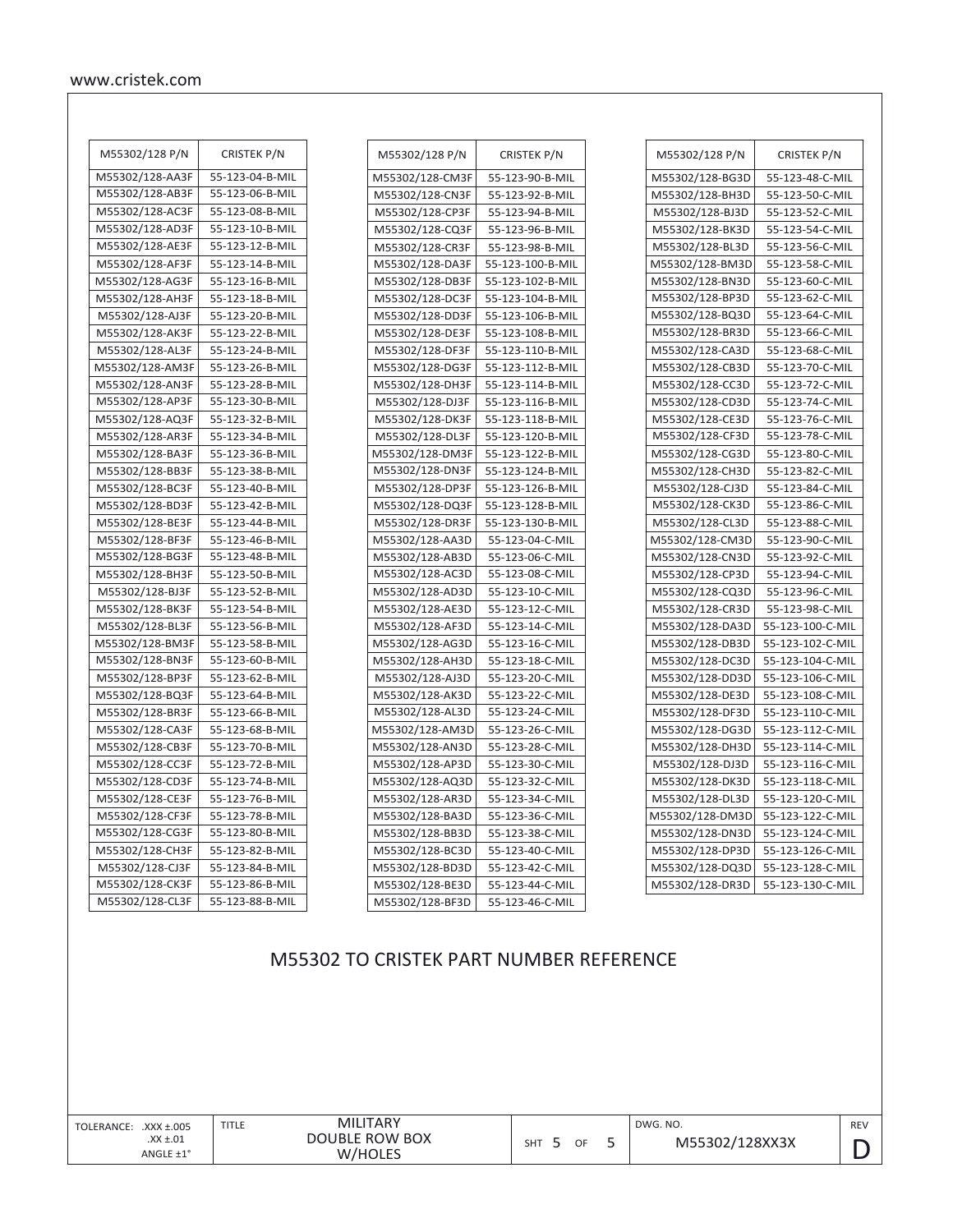| M55302/128 P/N | CRISTEK P/N |
|---|---|
| M55302/128-AA3F | 55-123-04-B-MIL |
| M55302/128-AB3F | 55-123-06-B-MIL |
| M55302/128-AC3F | 55-123-08-B-MIL |
| M55302/128-AD3F | 55-123-10-B-MIL |
| M55302/128-AE3F | 55-123-12-B-MIL |
| M55302/128-AF3F | 55-123-14-B-MIL |
| M55302/128-AG3F | 55-123-16-B-MIL |
| M55302/128-AH3F | 55-123-18-B-MIL |
| M55302/128-AJ3F | 55-123-20-B-MIL |
| M55302/128-AK3F | 55-123-22-B-MIL |
| M55302/128-AL3F | 55-123-24-B-MIL |
| M55302/128-AM3F | 55-123-26-B-MIL |
| M55302/128-AN3F | 55-123-28-B-MIL |
| M55302/128-AP3F | 55-123-30-B-MIL |
| M55302/128-AQ3F | 55-123-32-B-MIL |
| M55302/128-AR3F | 55-123-34-B-MIL |
| M55302/128-BA3F | 55-123-36-B-MIL |
| M55302/128-BB3F | 55-123-38-B-MIL |
| M55302/128-BC3F | 55-123-40-B-MIL |
| M55302/128-BD3F | 55-123-42-B-MIL |
| M55302/128-BE3F | 55-123-44-B-MIL |
| M55302/128-BF3F | 55-123-46-B-MIL |
| M55302/128-BG3F | 55-123-48-B-MIL |
| M55302/128-BH3F | 55-123-50-B-MIL |
| M55302/128-BJ3F | 55-123-52-B-MIL |
| M55302/128-BK3F | 55-123-54-B-MIL |
| M55302/128-BL3F | 55-123-56-B-MIL |
| M55302/128-BM3F | 55-123-58-B-MIL |
| M55302/128-BN3F | 55-123-60-B-MIL |
| M55302/128-BP3F | 55-123-62-B-MIL |
| M55302/128-BQ3F | 55-123-64-B-MIL |
| M55302/128-BR3F | 55-123-66-B-MIL |
| M55302/128-CA3F | 55-123-68-B-MIL |
| M55302/128-CB3F | 55-123-70-B-MIL |
| M55302/128-CC3F | 55-123-72-B-MIL |
| M55302/128-CD3F | 55-123-74-B-MIL |
| M55302/128-CE3F | 55-123-76-B-MIL |
| M55302/128-CF3F | 55-123-78-B-MIL |
| M55302/128-CG3F | 55-123-80-B-MIL |
| M55302/128-CH3F | 55-123-82-B-MIL |
| M55302/128-CJ3F | 55-123-84-B-MIL |
| M55302/128-CK3F | 55-123-86-B-MIL |
| M55302/128-CL3F | 55-123-88-B-MIL |

| M55302/128 P/N | CRISTEK P/N |
|---|---|
| M55302/128-CM3F | 55-123-90-B-MIL |
| M55302/128-CN3F | 55-123-92-B-MIL |
| M55302/128-CP3F | 55-123-94-B-MIL |
| M55302/128-CQ3F | 55-123-96-B-MIL |
| M55302/128-CR3F | 55-123-98-B-MIL |
| M55302/128-DA3F | 55-123-100-B-MIL |
| M55302/128-DB3F | 55-123-102-B-MIL |
| M55302/128-DC3F | 55-123-104-B-MIL |
| M55302/128-DD3F | 55-123-106-B-MIL |
| M55302/128-DE3F | 55-123-108-B-MIL |
| M55302/128-DF3F | 55-123-110-B-MIL |
| M55302/128-DG3F | 55-123-112-B-MIL |
| M55302/128-DH3F | 55-123-114-B-MIL |
| M55302/128-DJ3F | 55-123-116-B-MIL |
| M55302/128-DK3F | 55-123-118-B-MIL |
| M55302/128-DL3F | 55-123-120-B-MIL |
| M55302/128-DM3F | 55-123-122-B-MIL |
| M55302/128-DN3F | 55-123-124-B-MIL |
| M55302/128-DP3F | 55-123-126-B-MIL |
| M55302/128-DQ3F | 55-123-128-B-MIL |
| M55302/128-DR3F | 55-123-130-B-MIL |
| M55302/128-AA3D | 55-123-04-C-MIL |
| M55302/128-AB3D | 55-123-06-C-MIL |
| M55302/128-AC3D | 55-123-08-C-MIL |
| M55302/128-AD3D | 55-123-10-C-MIL |
| M55302/128-AE3D | 55-123-12-C-MIL |
| M55302/128-AF3D | 55-123-14-C-MIL |
| M55302/128-AG3D | 55-123-16-C-MIL |
| M55302/128-AH3D | 55-123-18-C-MIL |
| M55302/128-AJ3D | 55-123-20-C-MIL |
| M55302/128-AK3D | 55-123-22-C-MIL |
| M55302/128-AL3D | 55-123-24-C-MIL |
| M55302/128-AM3D | 55-123-26-C-MIL |
| M55302/128-AN3D | 55-123-28-C-MIL |
| M55302/128-AP3D | 55-123-30-C-MIL |
| M55302/128-AQ3D | 55-123-32-C-MIL |
| M55302/128-AR3D | 55-123-34-C-MIL |
| M55302/128-BA3D | 55-123-36-C-MIL |
| M55302/128-BB3D | 55-123-38-C-MIL |
| M55302/128-BC3D | 55-123-40-C-MIL |
| M55302/128-BD3D | 55-123-42-C-MIL |
| M55302/128-BE3D | 55-123-44-C-MIL |
| M55302/128-BF3D | 55-123-46-C-MIL |

| M55302/128 P/N | CRISTEK P/N |
|---|---|
| M55302/128-BG3D | 55-123-48-C-MIL |
| M55302/128-BH3D | 55-123-50-C-MIL |
| M55302/128-BJ3D | 55-123-52-C-MIL |
| M55302/128-BK3D | 55-123-54-C-MIL |
| M55302/128-BL3D | 55-123-56-C-MIL |
| M55302/128-BM3D | 55-123-58-C-MIL |
| M55302/128-BN3D | 55-123-60-C-MIL |
| M55302/128-BP3D | 55-123-62-C-MIL |
| M55302/128-BQ3D | 55-123-64-C-MIL |
| M55302/128-BR3D | 55-123-66-C-MIL |
| M55302/128-CA3D | 55-123-68-C-MIL |
| M55302/128-CB3D | 55-123-70-C-MIL |
| M55302/128-CC3D | 55-123-72-C-MIL |
| M55302/128-CD3D | 55-123-74-C-MIL |
| M55302/128-CE3D | 55-123-76-C-MIL |
| M55302/128-CF3D | 55-123-78-C-MIL |
| M55302/128-CG3D | 55-123-80-C-MIL |
| M55302/128-CH3D | 55-123-82-C-MIL |
| M55302/128-CJ3D | 55-123-84-C-MIL |
| M55302/128-CK3D | 55-123-86-C-MIL |
| M55302/128-CL3D | 55-123-88-C-MIL |
| M55302/128-CM3D | 55-123-90-C-MIL |
| M55302/128-CN3D | 55-123-92-C-MIL |
| M55302/128-CP3D | 55-123-94-C-MIL |
| M55302/128-CQ3D | 55-123-96-C-MIL |
| M55302/128-CR3D | 55-123-98-C-MIL |
| M55302/128-DA3D | 55-123-100-C-MIL |
| M55302/128-DB3D | 55-123-102-C-MIL |
| M55302/128-DC3D | 55-123-104-C-MIL |
| M55302/128-DD3D | 55-123-106-C-MIL |
| M55302/128-DE3D | 55-123-108-C-MIL |
| M55302/128-DF3D | 55-123-110-C-MIL |
| M55302/128-DG3D | 55-123-112-C-MIL |
| M55302/128-DH3D | 55-123-114-C-MIL |
| M55302/128-DJ3D | 55-123-116-C-MIL |
| M55302/128-DK3D | 55-123-118-C-MIL |
| M55302/128-DL3D | 55-123-120-C-MIL |
| M55302/128-DM3D | 55-123-122-C-MIL |
| M55302/128-DN3D | 55-123-124-C-MIL |
| M55302/128-DP3D | 55-123-126-C-MIL |
| M55302/128-DQ3D | 55-123-128-C-MIL |
| M55302/128-DR3D | 55-123-130-C-MIL |

## M55302 TO CRISTEK PART NUMBER REFERENCE

| TOLERANCE | TITLE | SHT | DWG. NO. | REV |
|---|---|---|---|---|
| .XXX ±.005<br>.XX ±.01<br>ANGLE ±1° | MILITARY<br>DOUBLE ROW BOX<br>W/HOLES | 5 OF 5 | M55302/128XX3X | D |